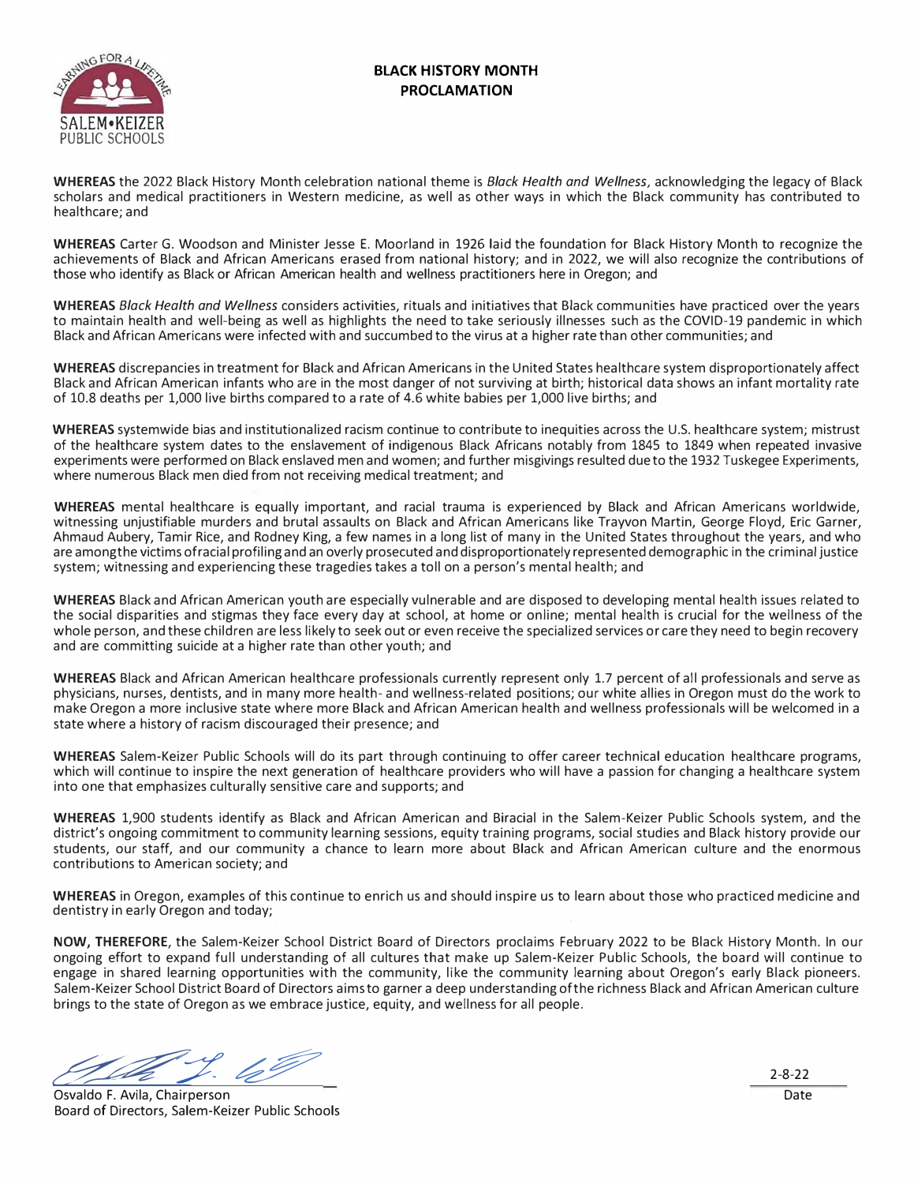# BLACK HISTORY MONTH PROCLAMATION

**WHEREAS** the 2022 Black History Month celebration national theme is *Black Health and Wellness*, acknowledging the legacy of Black scholars and medical practitioners in Western medicine, as well as other ways in which the Black community has contributed to healthcare; and

**WHEREAS** Carter G. Woodson and Minister Jesse E. Moorland in 1926 laid the foundation for Black History Month to recognize the achievements of Black and African Americans erased from national history; and in 2022, we will also recognize the contributions of those who identify as Black or African American health and wellness practitioners here in Oregon; and

**WHEREAS** *Black Health and Wellness* considers activities, rituals and initiatives that Black communities have practiced over the years to maintain health and well-being as well as highlights the need to take seriously illnesses such as the COVID-19 pandemic in which Black and African Americans were infected with and succumbed to the virus at a higher rate than other communities; and

**WHEREAS** discrepancies in treatment for Black and African Americans in the United States healthcare system disproportionately affect Black and African American infants who are in the most danger of not surviving at birth; historical data shows an infant mortality rate of 10.8 deaths per 1,000 live births compared to a rate of 4.6 white babies per 1,000 live births; and

**WHEREAS** systemwide bias and institutionalized racism continue to contribute to inequities across the U.S. healthcare system; mistrust of the healthcare system dates to the enslavement of indigenous Black Africans notably from 1845 to 1849 when repeated invasive experiments were performed on Black enslaved men and women; and further misgivings resulted due to the 1932 Tuskegee Experiments, where numerous Black men died from not receiving medical treatment; and

**WHEREAS** mental healthcare is equally important, and racial trauma is experienced by Black and African Americans worldwide, witnessing unjustifiable murders and brutal assaults on Black and African Americans like Trayvon Martin, George Floyd, Eric Garner, Ahmaud Aubery, Tamir Rice, and Rodney King, a few names in a long list of many in the United States throughout the years, and who are among the victims of racial profiling and an overly prosecuted and disproportionately represented demographic in the criminal justice system; witnessing and experiencing these tragedies takes a toll on a person's mental health; and

**WHEREAS** Black and African American youth are especially vulnerable and are disposed to developing mental health issues related to the social disparities and stigmas they face every day at school, at home or online; mental health is crucial for the wellness of the whole person, and these children are less likely to seek out or even receive the specialized services or care they need to begin recovery and are committing suicide at a higher rate than other youth; and

**WHEREAS** Black and African American healthcare professionals currently represent only 1.7 percent of all professionals and serve as physicians, nurses, dentists, and in many more health- and wellness-related positions; our white allies in Oregon must do the work to make Oregon a more inclusive state where more Black and African American health and wellness professionals will be welcomed in a state where a history of racism discouraged their presence; and

**WHEREAS** Salem-Keizer Public Schools will do its part through continuing to offer career technical education healthcare programs, which will continue to inspire the next generation of healthcare providers who will have a passion for changing a healthcare system into one that emphasizes culturally sensitive care and supports; and

**WHEREAS** 1,900 students identify as Black and African American and Biracial in the Salem-Keizer Public Schools system, and the district's ongoing commitment to community learning sessions, equity training programs, social studies and Black history provide our students, our staff, and our community a chance to learn more about Black and African American culture and the enormous contributions to American society; and

**WHEREAS** in Oregon, examples of this continue to enrich us and should inspire us to learn about those who practiced medicine and dentistry in early Oregon and today;

**NOW, THEREFORE**, the Salem-Keizer School District Board of Directors proclaims February 2022 to be Black History Month. In our ongoing effort to expand full understanding of all cultures that make up Salem-Keizer Public Schools, the board will continue to engage in shared learning opportunities with the community, like the community learning about Oregon's early Black pioneers. Salem-Keizer School District Board of Directors aims to garner a deep understanding of the richness Black and African American culture brings to the state of Oregon as we embrace justice, equity, and wellness for all people.

Osvaldo F. Avila, Chairperson
Board of Directors, Salem-Keizer Public Schools

2-8-22
Date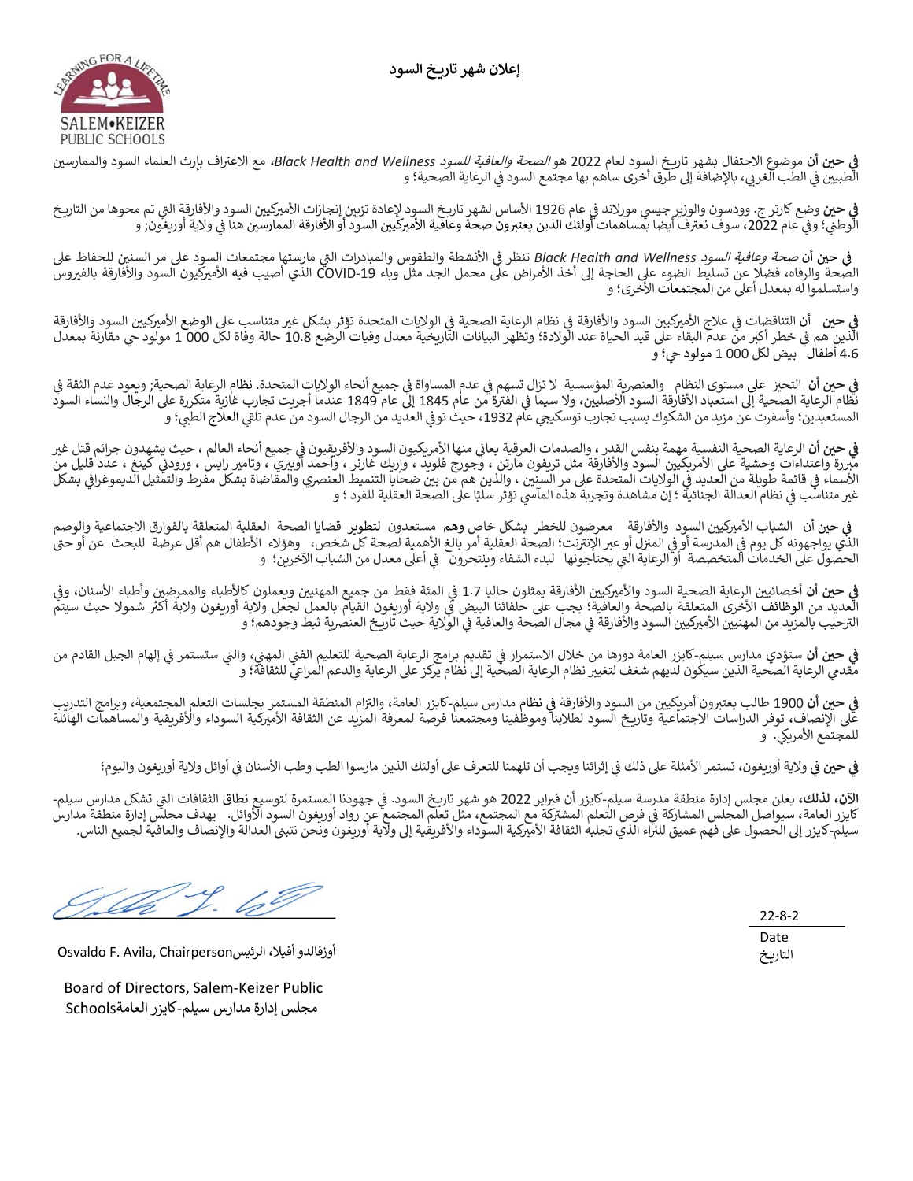# إعلان شهر تاريخ السود

**في حين أن** موضوع الاحتفال بشهر تاريخ السود لعام 2022 هو *الصحة والعافية للسود Black Health and Wellness*، مع الاعتراف بإرث العلماء السود والممارسين الطبيين في الطب الغربي، بالإضافة إلى طرق أخرى ساهم بها مجتمع السود في الرعاية الصحية؛ و

**في حين** وضع كارتر ج. وودسون والوزير جيسي مورلاند في عام 1926 الأساس لشهر تاريخ السود لإعادة تزيين إنجازات الأميركيين السود والأفارقة التي تم محوها من التاريخ الوطني؛ وفي عام 2022، سوف نعترف أيضا **بمساهمات أولئك الذين يعتبرون صحة وعافية الأميركيين السود أو الأفارقة الممارسين** هنا في ولاية أوريغون; و

**في حين أن** *صحة وعافية السود Black Health and Wellness* تنظر في الأنشطة والطقوس والمبادرات التي مارستها مجتمعات السود على مر السنين للحفاظ على الصحة والرفاه، فضلا عن تسليط الضوء على الحاجة إلى أخذ الأمراض على محمل الجد مثل وباء COVID-19 الذي أصيب فيه الأميركيون السود والأفارقة بالفيروس واستسلموا له بمعدل أعلى من **المجتمعات** الأخرى؛ و

**في حين** أن التناقضات في علاج الأميركيين السود والأفارقة في نظام الرعاية الصحية في الولايات المتحدة تؤثر بشكل غير متناسب على **الوضع** الأميركيين السود والأفارقة الذين هم في خطر أكبر من عدم البقاء على قيد الحياة عند الولادة؛ وتظهر البيانات التاريخية معدل وفيات الرضع 10.8 حالة وفاة لكل 000 1 مولود حي مقارنة بمعدل 4.6 أطفال بيض لكل 000 1 مولود حي؛ و

**في حين أن** التحيز على مستوى النظام والعنصرية المؤسسية لا تزال تسهم في عدم المساواة في جميع أنحاء الولايات المتحدة. **نظام الرعاية الصحية**; ويعود عدم الثقة في نظام الرعاية الصحية إلى استعباد الأفارقة السود الأصليين، ولا سيما في الفترة من عام 1845 إلى عام 1849 عندما أجريت تجارب غازية متكررة على الرجال والنساء السود المستعبدين؛ وأسفرت عن مزيد من الشكوك بسبب تجارب توسكيجي عام 1932، حيث توفي العديد من الرجال السود من عدم تلقي **العلاج** الطبي؛ و

**في حين أن** الرعاية الصحية النفسية مهمة بنفس القدر ، والصدمات العرقية يعاني منها الأمريكيون السود والأفريقيون في جميع أنحاء العالم ، حيث يشهدون جرائم قتل غير مبررة واعتداءات وحشية على الأمريكيين السود والأفارقة مثل تريفون مارتن ، وجورج فلويد ، وإريك غارنر ، وأحمد أوبيري ، وتامير رايس ، ورودني كينغ ، عدد قليل من الأسماء في قائمة طويلة من العديد في الولايات المتحدة على مر السنين ، والذين هم من بين ضحايا التنميط العنصري والمقاضاة بشكل مفرط والتمثيل الديموغرافي بشكل غير متناسب في نظام العدالة الجنائية ؛ إن مشاهدة وتجربة هذه المآسي تؤثر سلبًا على الصحة العقلية للفرد ؛ و

**في حين أن** الشباب الأميركيين السود والأفارقة معرضون للخطر بشكل خاص وهم مستعدون لتطوير قضايا الصحة العقلية المتعلقة بالفوارق الاجتماعية والوصم الذي يواجهونه كل يوم في المدرسة أو في المنزل أو عبر الإنترنت؛ الصحة العقلية أمر بالغ الأهمية لصحة كل شخص، وهؤلاء الأطفال هم أقل عرضة للبحث عن أو حتى الحصول على الخدمات المتخصصة أو الرعاية التي يحتاجونها لبدء الشفاء وينتحرون في أعلى معدل من الشباب الآخرين؛ و

**في حين أن** أخصائيين الرعاية الصحية السود والأميركيين الأفارقة يمثلون حاليا 1.7 في المئة فقط من جميع المهنيين ويعملون كالأطباء والممرضين وأطباء الأسنان، وفي العديد من **الوظائف** الأخرى المتعلقة بالصحة والعافية؛ يجب على حلفائنا البيض في ولاية أوريغون القيام بالعمل لجعل ولاية أوريغون ولاية أكثر شمولا حيث سيتم الترحيب بالمزيد من المهنيين الأميركيين السود والأفارقة في مجال الصحة والعافية في الولاية حيث تاريخ العنصرية ثبط وجودهم؛ و

**في حين أن** ستؤدي مدارس سيلم-كايزر العامة دورها من خلال الاستمرار في تقديم برامج الرعاية الصحية للتعليم الفني المهني، والتي ستستمر في إلهام الجيل القادم من مقدمي الرعاية الصحية الذين سيكون لديهم شغف لتغيير نظام الرعاية الصحية إلى نظام يركز على الرعاية والدعم المراعي للثقافة؛ و

**في حين أن** 1900 طالب يعتبرون أمريكيين من السود والأفارقة **في نظام** مدارس سيلم-كايزر العامة، والتزام المنطقة المستمر بجلسات التعلم المجتمعية، وبرامج التدريب على الإنصاف، توفر الدراسات الاجتماعية وتاريخ السود لطلابنا وموظفينا ومجتمعنا فرصة لمعرفة المزيد عن الثقافة الأمريكية السوداء والأفريقية والمساهمات الهائلة للمجتمع الأمريكي. و

**في حين في** ولاية أوريغون، تستمر الأمثلة على ذلك في إثرائنا ويجب أن تلهمنا للتعرف على أولئك الذين مارسوا الطب وطب الأسنان في أوائل ولاية أوريغون واليوم؛

**الآن، لذلك**، يعلن مجلس إدارة منطقة مدرسة سيلم-كايزر أن فبراير 2022 هو شهر تاريخ السود. في جهودنا المستمرة لتوسيع **نطاق** الثقافات التي تشكل مدارس سيلم-كايزر العامة، سيواصل المجلس المشاركة في فرص التعلم المشتركة مع المجتمع، مثل تعلم المجتمع عن رواد أوريغون السود الأوائل. يهدف مجلس إدارة منطقة مدارس سيلم-كايزر إلى الحصول على فهم عميق للثراء الذي تجلبه الثقافة الأمريكية السوداء والأفريقية إلى ولاية أوريغون ونحن نتبنى العدالة والإنصاف والعافية لجميع الناس.

أوزفالدو أفيلا، الرئيس Osvaldo F. Avila, Chairperson

Board of Directors, Salem-Keizer Public Schools
مجلس إدارة مدارس سيلم-كايزر العامة

22-8-2
Date
التاريخ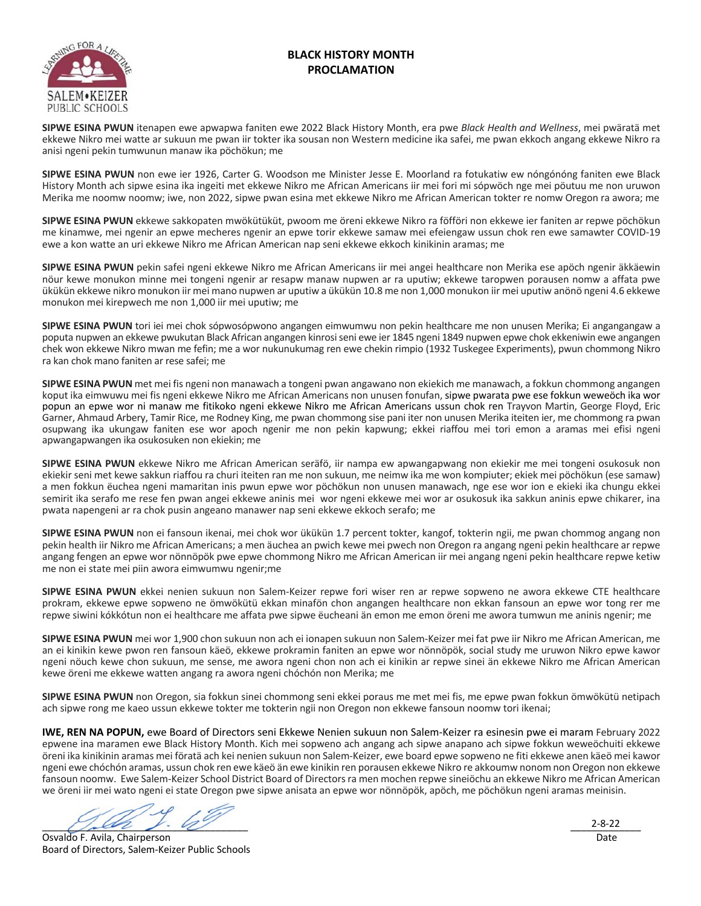# BLACK HISTORY MONTH PROCLAMATION

**SIPWE ESINA PWUN** itenapen ewe apwapwa faniten ewe 2022 Black History Month, era pwe *Black Health and Wellness*, mei pwäratä met ekkewe Nikro mei watte ar sukuun me pwan iir tokter ika sousan non Western medicine ika safei, me pwan ekkoch angang ekkewe Nikro ra anisi ngeni pekin tumwunun manaw ika pöchökun; me

**SIPWE ESINA PWUN** non ewe ier 1926, Carter G. Woodson me Minister Jesse E. Moorland ra fotukatiw ew nóngónóng faniten ewe Black History Month ach sipwe esina ika ingeiti met ekkewe Nikro me African Americans iir mei fori mi sópwöch nge mei pöutuu me non uruwon Merika me noomw noomw; iwe, non 2022, sipwe pwan esina met ekkewe Nikro me African American tokter re nomw Oregon ra awora; me

**SIPWE ESINA PWUN** ekkewe sakkopaten mwökütüküt, pwoom me öreni ekkewe Nikro ra föfföri non ekkewe ier faniten ar repwe pöchökun me kinamwe, mei ngenir an epwe mecheres ngenir an epwe torir ekkewe samaw mei efeiengaw ussun chok ren ewe samawter COVID-19 ewe a kon watte an uri ekkewe Nikro me African American nap seni ekkewe ekkoch kinikinin aramas; me

**SIPWE ESINA PWUN** pekin safei ngeni ekkewe Nikro me African Americans iir mei angei healthcare non Merika ese apöch ngenir äkkäewin nöur kewe monukon minne mei tongeni ngenir ar resapw manaw nupwen ar ra uputiw; ekkewe taropwen porausen nomw a affata pwe ükükün ekkewe nikro monukon iir mei mano nupwen ar uputiw a ükükün 10.8 me non 1,000 monukon iir mei uputiw anönö ngeni 4.6 ekkewe monukon mei kirepwech me non 1,000 iir mei uputiw; me

**SIPWE ESINA PWUN** tori iei mei chok sópwosópwono angangen eimwumwu non pekin healthcare me non unusen Merika; Ei angangangaw a poputa nupwen an ekkewe pwukutan Black African angangen kinrosi seni ewe ier 1845 ngeni 1849 nupwen epwe chok ekkeniwin ewe angangen chek won ekkewe Nikro mwan me fefin; me a wor nukunukumag ren ewe chekin rimpio (1932 Tuskegee Experiments), pwun chommong Nikro ra kan chok mano faniten ar rese safei; me

**SIPWE ESINA PWUN** met mei fis ngeni non manawach a tongeni pwan angawano non ekiekich me manawach, a fokkun chommong angangen koput ika eimwuwu mei fis ngeni ekkewe Nikro me African Americans non unusen fonufan, sipwe pwarata pwe ese fokkun weweöch ika wor popun an epwe wor ni manaw me fitikoko ngeni ekkewe Nikro me African Americans ussun chok ren Trayvon Martin, George Floyd, Eric Garner, Ahmaud Arbery, Tamir Rice, me Rodney King, me pwan chommong sise pani iter non unusen Merika iteiten ier, me chommong ra pwan osupwang ika ukungaw faniten ese wor apoch ngenir me non pekin kapwung; ekkei riaffou mei tori emon a aramas mei efisi ngeni apwangapwangen ika osukosuken non ekiekin; me

**SIPWE ESINA PWUN** ekkewe Nikro me African American seräfö, iir nampa ew apwangapwang non ekiekir me mei tongeni osukosuk non ekiekir seni met kewe sakkun riaffou ra churi iteiten ran me non sukuun, me neimw ika me won kompiuter; ekiek mei pöchökun (ese samaw) a men fokkun euchea ngeni mamaritan inis pwun epwe wor pöchökun non unusen manawach, nge ese wor ion e ekieki ika chungu ekkei semirit ika serafo me rese fen pwan angei ekkewe aninis mei wor ngeni ekkewe mei wor ar osukosuk ika sakkun aninis epwe chikarer, ina pwata napengeni ar ra chok pusin angeano manawer nap seni ekkewe ekkoch serafo; me

**SIPWE ESINA PWUN** non ei fansoun ikenai, mei chok wor ükükün 1.7 percent tokter, kangof, tokterin ngii, me pwan chommog angang non pekin health iir Nikro me African Americans; a men äuchea an pwich kewe mei pwech non Oregon ra angang ngeni pekin healthcare ar repwe angang fengen an epwe wor nönnöpök pwe epwe chommong Nikro me African American iir mei angang ngeni pekin healthcare repwe ketiw me non ei state mei piin awora eimwumwu ngenir;me

**SIPWE ESINA PWUN** ekkei nenien sukuun non Salem-Keizer repwe fori wiser ren ar repwe sopweno ne awora ekkewe CTE healthcare prokram, ekkewe epwe sopweno ne ömwökütü ekkan minafön chon angangen healthcare non ekkan fansoun an epwe wor tong rer me repwe siwini kókkótun non ei healthcare me affata pwe sipwe eucheani än emon me emon öreni me awora tumwun me aninis ngenir; me

**SIPWE ESINA PWUN** mei wor 1,900 chon sukuun non ach ei ionapen sukuun non Salem-Keizer mei fat pwe iir Nikro me African American, me an ei kinikin kewe pwon ren fansoun käeö, ekkewe prokramin faniten an epwe wor nönnöpök, social study me uruwon Nikro epwe kawor ngeni nöuch kewe chon sukuun, me sense, me awora ngeni chon non ach ei kinikin ar repwe sinei än ekkewe Nikro me African American kewe öreni me ekkewe watten angang ra awora ngeni chóchón non Merika; me

**SIPWE ESINA PWUN** non Oregon, sia fokkun sinei chommong seni ekkei poraus me met mei fis, me epwe pwan fokkun ömwökütü netipach ach sipwe rong me kaeo ussun ekkewe tokter me tokterin ngii non Oregon non ekkewe fansoun noomw tori ikenai;

**IWE, REN NA POPUN,** ewe Board of Directors seni Ekkewe Nenien sukuun non Salem-Keizer ra esinesin pwe ei maram February 2022 epwene ina maramen ewe Black History Month. Kich mei sopweno ach angang ach sipwe anapano ach sipwe fokkun weweöchuiti ekkewe öreni ika kinikinin aramas mei föratä ach kei nenien sukuun non Salem-Keizer, ewe board epwe sopweno ne fiti ekkewe anen käeö mei kawor ngeni ewe chóchón aramas, ussun chok ren ewe käeö än ewe kinikin ren porausen ekkewe Nikro re akkoumw nonom non Oregon non ekkewe fansoun noomw. Ewe Salem-Keizer School District Board of Directors ra men mochen repwe sineiöchu an ekkewe Nikro me African American we öreni iir mei wato ngeni ei state Oregon pwe sipwe anisata an epwe wor nönnöpök, apöch, me pöchökun ngeni aramas meinisin.

Osvaldo F. Avila, Chairperson
Board of Directors, Salem-Keizer Public Schools

2-8-22
Date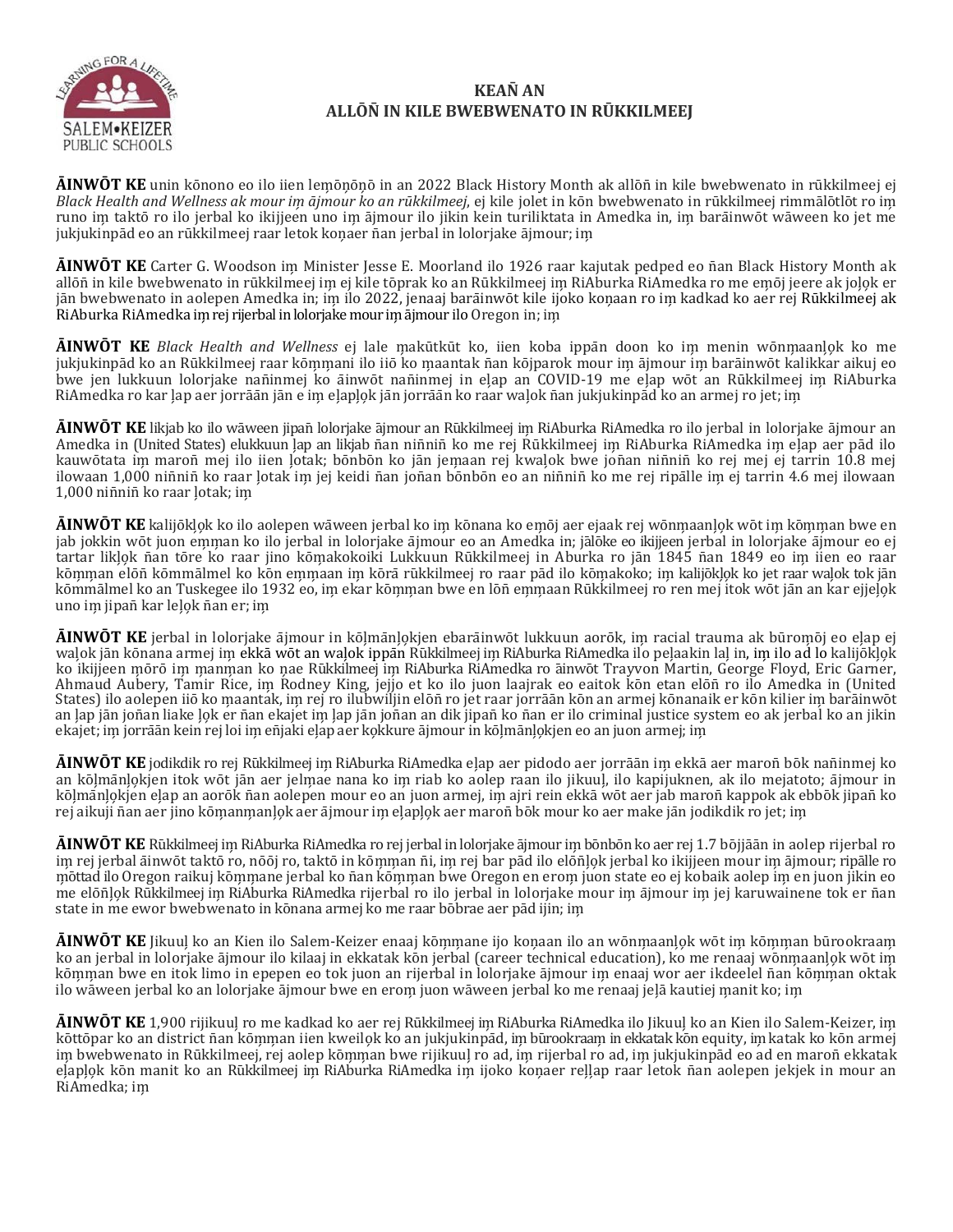# KEAÑ AN
## ALLŌÑ IN KILE BWEBWENATO IN RŪKKILMEEJ

**ĀINWŌT KE** unin kōnono eo ilo iien lemōņōņō in an 2022 Black History Month ak allōñ in kile bwebwenato in rūkkilmeej ej *Black Health and Wellness ak mour im ājmour ko an rūkkilmeej*, ej kile jolet in kōn bwebwenato in rūkkilmeej rimmālōtlōt ro im runo im taktō ro ilo jerbal ko ikijjeen uno im ājmour ilo jikin kein turiliktata in Amedka in, im barāinwōt wāween ko jet me jukjukinpād eo an rūkkilmeej raar letok koņaer ñan jerbal in lolorjake ājmour; im

**ĀINWŌT KE** Carter G. Woodson im Minister Jesse E. Moorland ilo 1926 raar kajutak pedped eo ñan Black History Month ak allōñ in kile bwebwenato in rūkkilmeej im ej kile tōprak ko an Rūkkilmeej im RiAburka RiAmedka ro me emōj jeere ak joļok er jān bwebwenato in aolepen Amedka in; im ilo 2022, jenaaj barāinwōt kile ijoko koņaan ro im kadkad ko aer rej Rūkkilmeej ak RiAburka RiAmedka im rej rijerbal in lolorjake mour im ājmour ilo Oregon in; im

**ĀINWŌT KE** *Black Health and Wellness* ej lale ņakūtkūt ko, iien koba ippān doon ko im menin wōnmaanļok ko me jukjukinpād ko an Rūkkilmeej raar kōmmani ilo iiō ko maantak ñan kōjparok mour im ājmour im barāinwōt kalikkar aikuj eo bwe jen lukkuun lolorjake naninmej ko āinwōt naninmej in eļap an COVID-19 me eļap wōt an Rūkkilmeej im RiAburka RiAmedka ro kar ļap aer jorrāān jān e im eļapļok jān jorrāān ko raar waļok ñan jukjukinpād ko an armej ro jet; im

**ĀINWŌT KE** likjab ko ilo wāween jipañ lolorjake ājmour an Rūkkilmeej im RiAburka RiAmedka ro ilo jerbal in lolorjake ājmour an Amedka in (United States) elukkuun ļap an likjab ñan niññiñ ko me rej Rūkkilmeej im RiAburka RiAmedka im eļap aer pād ilo kauwōtata im maroñ mej ilo iien ļotak; bōnbōn ko jān jemaan rej kwaļok bwe joñan niññiñ ko rej mej ej tarrin 10.8 mej ilowaan 1,000 niññiñ ko raar ļotak im jej keidi ñan joñan bōnbōn eo an niññiñ ko me rej ripālle im ej tarrin 4.6 mej ilowaan 1,000 niññiñ ko raar ļotak; im

**ĀINWŌT KE** kalijōkļok ko ilo aolepen wāween jerbal ko im kōnana ko emōj aer ejaak rej wōnmaanļok wōt im kōmman bwe en jab jokkin wōt juon emman ko ilo jerbal in lolorjake ājmour eo an Amedka in; jālōke eo ikijjeen jerbal in lolorjake ājmour eo ej tartar likļok ñan tōre ko raar jino kōmakokoiki Lukkuun Rūkkilmeej in Aburka ro jān 1845 ñan 1849 eo im iien eo raar kōmman elōñ kōmmālmel ko kōn emmaan im kōrā rūkkilmeej ro raar pād ilo kōmakoko; im kalijōkļok ko jet raar waļok tok jān kōmmālmel ko an Tuskegee ilo 1932 eo, im ekar kōmman bwe en lōñ emmaan Rūkkilmeej ro ren mej itok wōt jān an kar ejjeļok uno im jipañ kar leļok ñan er; im

**ĀINWŌT KE** jerbal in lolorjake ājmour in kōļmānļokjen ebarāinwōt lukkuun aorōk, im racial trauma ak būromōj eo eļap ej waļok jān kōnana armej im ekkā wōt an waļok ippān Rūkkilmeej im RiAburka RiAmedka ilo peļaakin laļ in, im ilo ad lo kalijōkļok ko ikijjeen mōrō im manman ko ņae Rūkkilmeej im RiAburka RiAmedka ro āinwōt Trayvon Martin, George Floyd, Eric Garner, Ahmaud Aubery, Tamir Rice, im Rodney King, jejjo et ko ilo juon laajrak eo eaitok kōn etan elōñ ro ilo Amedka in (United States) ilo aolepen iiō ko maantak, im rej ro ilubwiljin elōñ ro jet raar jorrāān kōn an armej kōnanaik er kōn kilier im barāinwōt an ļap jān joñan liake ļok er ñan ekajet im ļap jān joñan an dik jipañ ko ñan er ilo criminal justice system eo ak jerbal ko an jikin ekajet; im jorrāān kein rej loi im enjaki eļap aer kokkure ājmour in kōļmānļokjen eo an juon armej; im

**ĀINWŌT KE** jodikdik ro rej Rūkkilmeej im RiAburka RiAmedka eļap aer pidodo aer jorrāān im ekkā aer maroñ bōk naninmej ko an kōļmānļokjen itok wōt jān aer jelmae nana ko im riab ko aolep raan ilo jikuuļ, ilo kapijuknen, ak ilo mejatoto; ājmour in kōļmānļokjen eļap an aorōk ñan aolepen mour eo an juon armej, im ajri rein ekkā wōt aer jab maroñ kappok ak ebbōk jipañ ko rej aikuji ñan aer jino kōmanmanļok aer ājmour im eļapļok aer maroñ bōk mour ko aer make jān jodikdik ro jet; im

**ĀINWŌT KE** Rūkkilmeej im RiAburka RiAmedka ro rej jerbal in lolorjake ājmour im bōnbōn ko aer rej 1.7 bōjjāān in aolep rijerbal ro im rej jerbal āinwōt taktō ro, nōōj ro, taktō in kōmman ñi, im rej bar pād ilo elōñļok jerbal ko ikijjeen mour im ājmour; ripālle ro mōttad ilo Oregon raikuj kōmmane jerbal ko ñan kōmman bwe Oregon en erom juon state eo ej kobaik aolep im en juon jikin eo me elōñļok Rūkkilmeej im RiAburka RiAmedka rijerbal ro ilo jerbal in lolorjake mour im ājmour im jej karuwainene tok er ñan state in me ewor bwebwenato in kōnana armej ko me raar bōbrae aer pād ijin; im

**ĀINWŌT KE** Jikuuļ ko an Kien ilo Salem-Keizer enaaj kōmmane ijo koņaan ilo an wōnmaanļok wōt im kōmman būrookraam ko an jerbal in lolorjake ājmour ilo kilaaj in ekkatak kōn jerbal (career technical education), ko me renaaj wōnmaanļok wōt im kōmman bwe en itok limo in epepen eo tok juon an rijerbal in lolorjake ājmour im enaaj wor aer ikdeelel ñan kōmman oktak ilo wāween jerbal ko an lolorjake ājmour bwe en erom juon wāween jerbal ko me renaaj jeļā kautiej manit ko; im

**ĀINWŌT KE** 1,900 rijikuuļ ro me kadkad ko aer rej Rūkkilmeej im RiAburka RiAmedka ilo Jikuuļ ko an Kien ilo Salem-Keizer, im kōttōpar ko an district ñan kōmman iien kweilok ko an jukjukinpād, im būrookraam in ekkatak kōn equity, im katak ko kōn armej im bwebwenato in Rūkkilmeej, rej aolep kōmman bwe rijikuuļ ro ad, im rijerbal ro ad, im jukjukinpād eo ad en maroñ ekkatak eļapļok kōn manit ko an Rūkkilmeej im RiAburka RiAmedka im ijoko koņaer reļļap raar letok ñan aolepen jekjek in mour an RiAmedka; im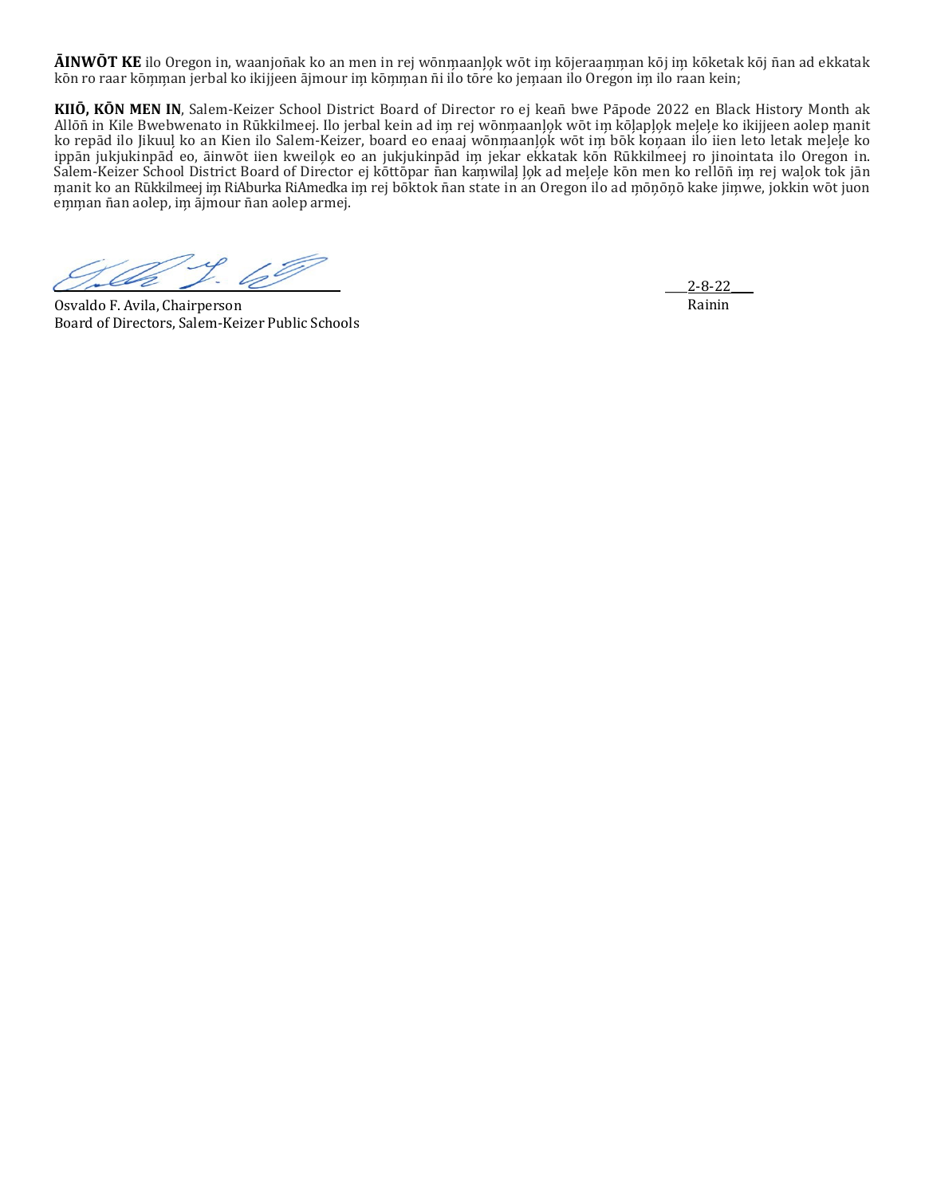**ĀINWŌT KE** ilo Oregon in, waanjoñak ko an men in rej wōnṃaanļọk wōt iṃ kōjeraaṃṃan kōj iṃ kōketak kōj ñan ad ekkatak kōn ro raar kōṃṃan jerbal ko ikijjeen ājmour iṃ kōṃṃan ñi ilo tōre ko jeṃaan ilo Oregon iṃ ilo raan kein;

**KIIŌ, KŌN MEN IN**, Salem-Keizer School District Board of Director ro ej keañ bwe Pāpode 2022 en Black History Month ak Allōñ in Kile Bwebwenato in Rūkkilmeej. Ilo jerbal kein ad iṃ rej wōnṃaanļọk wōt iṃ kōļapļọk meļeļe ko ikijjeen aolep ṃanit ko repād ilo Jikuuļ ko an Kien ilo Salem-Keizer, board eo enaaj wōnṃaanļọk wōt iṃ bōk koṇaan ilo iien leto letak meļeļe ko ippān jukjukinpād eo, āinwōt iien kweilọk eo an jukjukinpād iṃ jekar ekkatak kōn Rūkkilmeej ro jinointata ilo Oregon in. Salem-Keizer School District Board of Director ej kōttōpar ñan kaṃwilaļ ļọk ad meļeļe kōn men ko rellōñ iṃ rej waļok tok jān ṃanit ko an Rūkkilmeej iṃ RiAburka RiAmedka iṃ rej bōktok ñan state in an Oregon ilo ad ṃōṇōṇō kake jiṃwe, jokkin wōt juon eṃṃan ñan aolep, iṃ ājmour ñan aolep armej.

Osvaldo F. Avila, Chairperson
Board of Directors, Salem-Keizer Public Schools

2-8-22
Rainin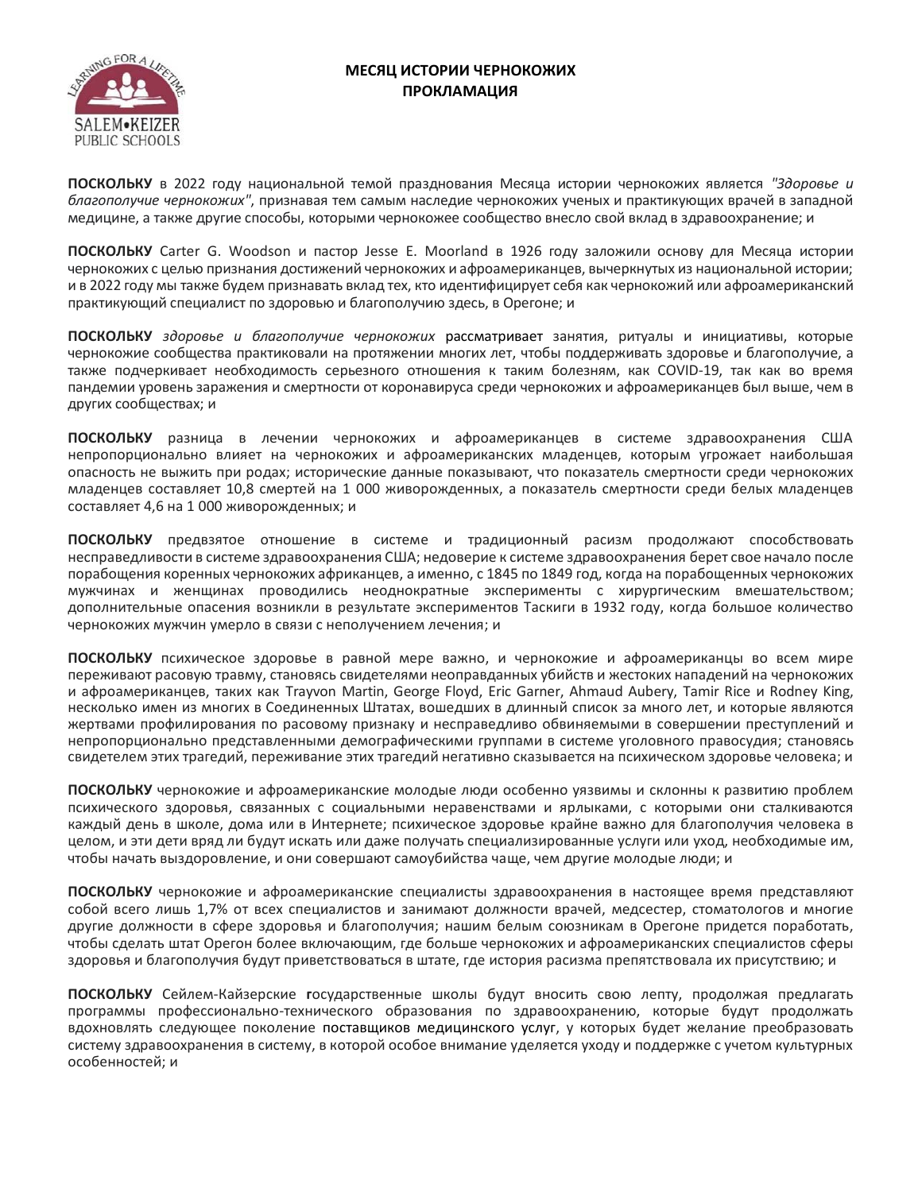# МЕСЯЦ ИСТОРИИ ЧЕРНОКОЖИХ ПРОКЛАМАЦИЯ

**ПОСКОЛЬКУ** в 2022 году национальной темой празднования Месяца истории чернокожих является *"Здоровье и благополучие чернокожих"*, признавая тем самым наследие чернокожих ученых и практикующих врачей в западной медицине, а также другие способы, которыми чернокожее сообщество внесло свой вклад в здравоохранение; и

**ПОСКОЛЬКУ** Carter G. Woodson и пастор Jesse E. Moorland в 1926 году заложили основу для Месяца истории чернокожих с целью признания достижений чернокожих и афроамериканцев, вычеркнутых из национальной истории; и в 2022 году мы также будем признавать вклад тех, кто идентифицирует себя как чернокожий или афроамериканский практикующий специалист по здоровью и благополучию здесь, в Орегоне; и

**ПОСКОЛЬКУ** *здоровье и благополучие чернокожих* рассматривает занятия, ритуалы и инициативы, которые чернокожие сообщества практиковали на протяжении многих лет, чтобы поддерживать здоровье и благополучие, а также подчеркивает необходимость серьезного отношения к таким болезням, как COVID-19, так как во время пандемии уровень заражения и смертности от коронавируса среди чернокожих и афроамериканцев был выше, чем в других сообществах; и

**ПОСКОЛЬКУ** разница в лечении чернокожих и афроамериканцев в системе здравоохранения США непропорционально влияет на чернокожих и афроамериканских младенцев, которым угрожает наибольшая опасность не выжить при родах; исторические данные показывают, что показатель смертности среди чернокожих младенцев составляет 10,8 смертей на 1 000 живорожденных, а показатель смертности среди белых младенцев составляет 4,6 на 1 000 живорожденных; и

**ПОСКОЛЬКУ** предвзятое отношение в системе и традиционный расизм продолжают способствовать несправедливости в системе здравоохранения США; недоверие к системе здравоохранения берет свое начало после порабощения коренных чернокожих африканцев, а именно, с 1845 по 1849 год, когда на порабощенных чернокожих мужчинах и женщинах проводились неоднократные эксперименты с хирургическим вмешательством; дополнительные опасения возникли в результате экспериментов Таскиги в 1932 году, когда большое количество чернокожих мужчин умерло в связи с неполучением лечения; и

**ПОСКОЛЬКУ** психическое здоровье в равной мере важно, и чернокожие и афроамериканцы во всем мире переживают расовую травму, становясь свидетелями неоправданных убийств и жестоких нападений на чернокожих и афроамериканцев, таких как Trayvon Martin, George Floyd, Eric Garner, Ahmaud Aubery, Tamir Rice и Rodney King, несколько имен из многих в Соединенных Штатах, вошедших в длинный список за много лет, и которые являются жертвами профилирования по расовому признаку и несправедливо обвиняемыми в совершении преступлений и непропорционально представленными демографическими группами в системе уголовного правосудия; становясь свидетелем этих трагедий, переживание этих трагедий негативно сказывается на психическом здоровье человека; и

**ПОСКОЛЬКУ** чернокожие и афроамериканские молодые люди особенно уязвимы и склонны к развитию проблем психического здоровья, связанных с социальными неравенствами и ярлыками, с которыми они сталкиваются каждый день в школе, дома или в Интернете; психическое здоровье крайне важно для благополучия человека в целом, и эти дети вряд ли будут искать или даже получать специализированные услуги или уход, необходимые им, чтобы начать выздоровление, и они совершают самоубийства чаще, чем другие молодые люди; и

**ПОСКОЛЬКУ** чернокожие и афроамериканские специалисты здравоохранения в настоящее время представляют собой всего лишь 1,7% от всех специалистов и занимают должности врачей, медсестер, стоматологов и многие другие должности в сфере здоровья и благополучия; нашим белым союзникам в Орегоне придется поработать, чтобы сделать штат Орегон более включающим, где больше чернокожих и афроамериканских специалистов сферы здоровья и благополучия будут приветствоваться в штате, где история расизма препятствовала их присутствию; и

**ПОСКОЛЬКУ** Сейлем-Кайзерские государственные школы будут вносить свою лепту, продолжая предлагать программы профессионально-технического образования по здравоохранению, которые будут продолжать вдохновлять следующее поколение поставщиков медицинского услуг, у которых будет желание преобразовать систему здравоохранения в систему, в которой особое внимание уделяется уходу и поддержке с учетом культурных особенностей; и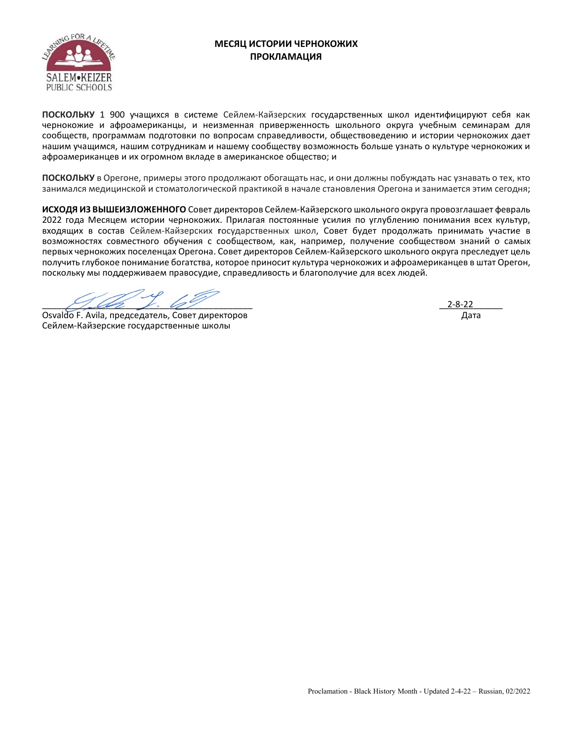# МЕСЯЦ ИСТОРИИ ЧЕРНОКОЖИХ ПРОКЛАМАЦИЯ

**ПОСКОЛЬКУ** 1 900 учащихся в системе Сейлем-Кайзерских государственных школ идентифицируют себя как чернокожие и афроамериканцы, и неизменная приверженность школьного округа учебным семинарам для сообществ, программам подготовки по вопросам справедливости, обществоведению и истории чернокожих дает нашим учащимся, нашим сотрудникам и нашему сообществу возможность больше узнать о культуре чернокожих и афроамериканцев и их огромном вкладе в американское общество; и

**ПОСКОЛЬКУ** в Орегоне, примеры этого продолжают обогащать нас, и они должны побуждать нас узнавать о тех, кто занимался медицинской и стоматологической практикой в начале становления Орегона и занимается этим сегодня;

**ИСХОДЯ ИЗ ВЫШЕИЗЛОЖЕННОГО** Совет директоров Сейлем-Кайзерского школьного округа провозглашает февраль 2022 года Месяцем истории чернокожих. Прилагая постоянные усилия по углублению понимания всех культур, входящих в состав Сейлем-Кайзерских государственных школ, Совет будет продолжать принимать участие в возможностях совместного обучения с сообществом, как, например, получение сообществом знаний о самых первых чернокожих поселенцах Орегона. Совет директоров Сейлем-Кайзерского школьного округа преследует цель получить глубокое понимание богатства, которое приносит культура чернокожих и афроамериканцев в штат Орегон, поскольку мы поддерживаем правосудие, справедливость и благополучие для всех людей.

\_\_\_\_\_\_\_\_\_\_\_\_\_\_\_\_\_\_\_\_\_\_\_\_\_\_\_\_\_\_\_\_\_\_\_\_\_\_\_\_ 2-8-22
Osvaldo F. Avila, председатель, Совет директоров Дата
Сейлем-Кайзерские государственные школы

Proclamation - Black History Month - Updated 2-4-22 – Russian, 02/2022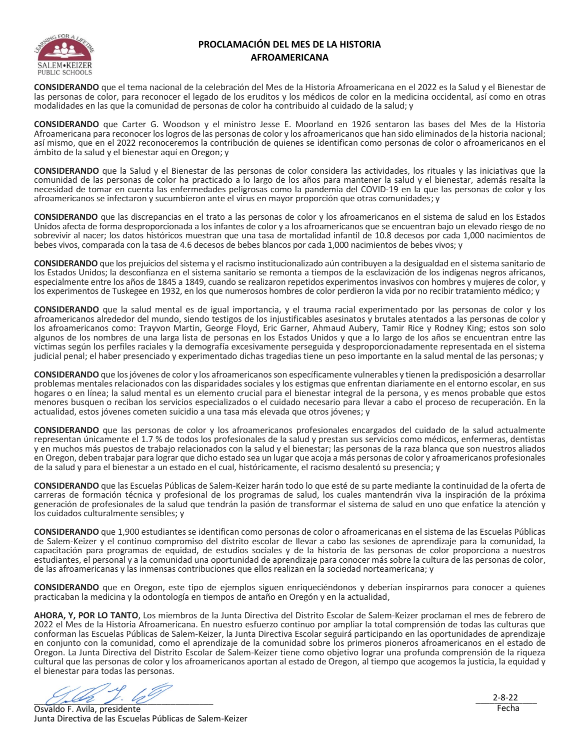# PROCLAMACIÓN DEL MES DE LA HISTORIA AFROAMERICANA

**CONSIDERANDO** que el tema nacional de la celebración del Mes de la Historia Afroamericana en el 2022 es la Salud y el Bienestar de las personas de color, para reconocer el legado de los eruditos y los médicos de color en la medicina occidental, así como en otras modalidades en las que la comunidad de personas de color ha contribuido al cuidado de la salud; y

**CONSIDERANDO** que Carter G. Woodson y el ministro Jesse E. Moorland en 1926 sentaron las bases del Mes de la Historia Afroamericana para reconocer los logros de las personas de color y los afroamericanos que han sido eliminados de la historia nacional; así mismo, que en el 2022 reconoceremos la contribución de quienes se identifican como personas de color o afroamericanos en el ámbito de la salud y el bienestar aquí en Oregon; y

**CONSIDERANDO** que la Salud y el Bienestar de las personas de color considera las actividades, los rituales y las iniciativas que la comunidad de las personas de color ha practicado a lo largo de los años para mantener la salud y el bienestar, además resalta la necesidad de tomar en cuenta las enfermedades peligrosas como la pandemia del COVID-19 en la que las personas de color y los afroamericanos se infectaron y sucumbieron ante el virus en mayor proporción que otras comunidades; y

**CONSIDERANDO** que las discrepancias en el trato a las personas de color y los afroamericanos en el sistema de salud en los Estados Unidos afecta de forma desproporcionada a los infantes de color y a los afroamericanos que se encuentran bajo un elevado riesgo de no sobrevivir al nacer; los datos históricos muestran que una tasa de mortalidad infantil de 10.8 decesos por cada 1,000 nacimientos de bebes vivos, comparada con la tasa de 4.6 decesos de bebes blancos por cada 1,000 nacimientos de bebes vivos; y

**CONSIDERANDO** que los prejuicios del sistema y el racismo institucionalizado aún contribuyen a la desigualdad en el sistema sanitario de los Estados Unidos; la desconfianza en el sistema sanitario se remonta a tiempos de la esclavización de los indígenas negros africanos, especialmente entre los años de 1845 a 1849, cuando se realizaron repetidos experimentos invasivos con hombres y mujeres de color, y los experimentos de Tuskegee en 1932, en los que numerosos hombres de color perdieron la vida por no recibir tratamiento médico; y

**CONSIDERANDO** que la salud mental es de igual importancia, y el trauma racial experimentado por las personas de color y los afroamericanos alrededor del mundo, siendo testigos de los injustificables asesinatos y brutales atentados a las personas de color y los afroamericanos como: Trayvon Martin, George Floyd, Eric Garner, Ahmaud Aubery, Tamir Rice y Rodney King; estos son solo algunos de los nombres de una larga lista de personas en los Estados Unidos y que a lo largo de los años se encuentran entre las víctimas según los perfiles raciales y la demografía excesivamente perseguida y desproporcionadamente representada en el sistema judicial penal; el haber presenciado y experimentado dichas tragedias tiene un peso importante en la salud mental de las personas; y

**CONSIDERANDO** que los jóvenes de color y los afroamericanos son específicamente vulnerables y tienen la predisposición a desarrollar problemas mentales relacionados con las disparidades sociales y los estigmas que enfrentan diariamente en el entorno escolar, en sus hogares o en línea; la salud mental es un elemento crucial para el bienestar integral de la persona, y es menos probable que estos menores busquen o reciban los servicios especializados o el cuidado necesario para llevar a cabo el proceso de recuperación. En la actualidad, estos jóvenes cometen suicidio a una tasa más elevada que otros jóvenes; y

**CONSIDERANDO** que las personas de color y los afroamericanos profesionales encargados del cuidado de la salud actualmente representan únicamente el 1.7 % de todos los profesionales de la salud y prestan sus servicios como médicos, enfermeras, dentistas y en muchos más puestos de trabajo relacionados con la salud y el bienestar; las personas de la raza blanca que son nuestros aliados en Oregon, deben trabajar para lograr que dicho estado sea un lugar que acoja a más personas de color y afroamericanos profesionales de la salud y para el bienestar a un estado en el cual, históricamente, el racismo desalentó su presencia; y

**CONSIDERANDO** que las Escuelas Públicas de Salem-Keizer harán todo lo que esté de su parte mediante la continuidad de la oferta de carreras de formación técnica y profesional de los programas de salud, los cuales mantendrán viva la inspiración de la próxima generación de profesionales de la salud que tendrán la pasión de transformar el sistema de salud en uno que enfatice la atención y los cuidados culturalmente sensibles; y

**CONSIDERANDO** que 1,900 estudiantes se identifican como personas de color o afroamericanas en el sistema de las Escuelas Públicas de Salem-Keizer y el continuo compromiso del distrito escolar de llevar a cabo las sesiones de aprendizaje para la comunidad, la capacitación para programas de equidad, de estudios sociales y de la historia de las personas de color proporciona a nuestros estudiantes, el personal y a la comunidad una oportunidad de aprendizaje para conocer más sobre la cultura de las personas de color, de las afroamericanas y las inmensas contribuciones que ellos realizan en la sociedad norteamericana; y

**CONSIDERANDO** que en Oregon, este tipo de ejemplos siguen enriqueciéndonos y deberían inspirarnos para conocer a quienes practicaban la medicina y la odontología en tiempos de antaño en Oregón y en la actualidad,

**AHORA, Y, POR LO TANTO**, Los miembros de la Junta Directiva del Distrito Escolar de Salem-Keizer proclaman el mes de febrero de 2022 el Mes de la Historia Afroamericana. En nuestro esfuerzo continuo por ampliar la total comprensión de todas las culturas que conforman las Escuelas Públicas de Salem-Keizer, la Junta Directiva Escolar seguirá participando en las oportunidades de aprendizaje en conjunto con la comunidad, como el aprendizaje de la comunidad sobre los primeros pioneros afroamericanos en el estado de Oregon. La Junta Directiva del Distrito Escolar de Salem-Keizer tiene como objetivo lograr una profunda comprensión de la riqueza cultural que las personas de color y los afroamericanos aportan al estado de Oregon, al tiempo que acogemos la justicia, la equidad y el bienestar para todas las personas.

Osvaldo F. Avila, presidente
Junta Directiva de las Escuelas Públicas de Salem-Keizer

2-8-22
Fecha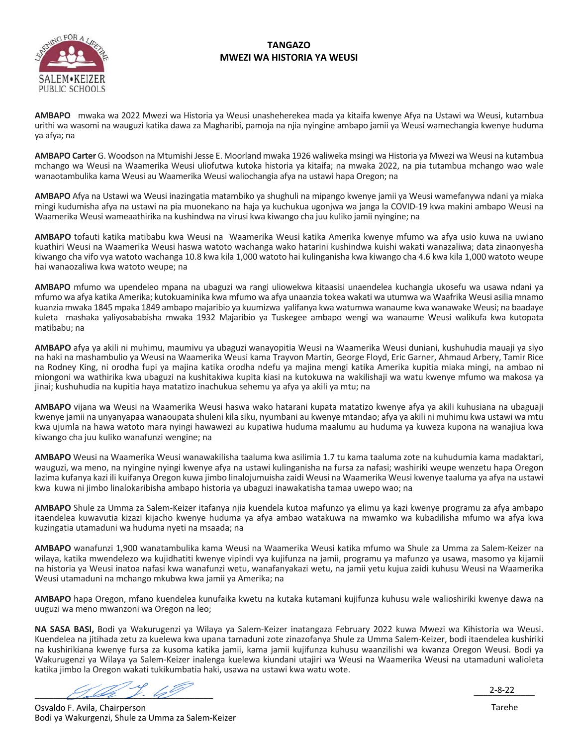# TANGAZO
# MWEZI WA HISTORIA YA WEUSI

**AMBAPO** mwaka wa 2022 Mwezi wa Historia ya Weusi unasheherekea mada ya kitaifa kwenye Afya na Ustawi wa Weusi, kutambua urithi wa wasomi na wauguzi katika dawa za Magharibi, pamoja na njia nyingine ambapo jamii ya Weusi wamechangia kwenye huduma ya afya; na

**AMBAPO Carter** G. Woodson na Mtumishi Jesse E. Moorland mwaka 1926 waliweka msingi wa Historia ya Mwezi wa Weusi na kutambua mchango wa Weusi na Waamerika Weusi uliofutwa kutoka historia ya kitaifa; na mwaka 2022, na pia tutambua mchango wao wale wanaotambulika kama Weusi au Waamerika Weusi waliochangia afya na ustawi hapa Oregon; na

**AMBAPO** Afya na Ustawi wa Weusi inazingatia matambiko ya shughuli na mipango kwenye jamii ya Weusi wamefanywa ndani ya miaka mingi kudumisha afya na ustawi na pia muonekano na haja ya kuchukua ugonjwa wa janga la COVID-19 kwa makini ambapo Weusi na Waamerika Weusi wameathirika na kushindwa na virusi kwa kiwango cha juu kuliko jamii nyingine; na

**AMBAPO** tofauti katika matibabu kwa Weusi na Waamerika Weusi katika Amerika kwenye mfumo wa afya usio kuwa na uwiano kuathiri Weusi na Waamerika Weusi haswa watoto wachanga wako hatarini kushindwa kuishi wakati wanazaliwa; data zinaonyesha kiwango cha vifo vya watoto wachanga 10.8 kwa kila 1,000 watoto hai kulinganisha kwa kiwango cha 4.6 kwa kila 1,000 watoto weupe hai wanaozaliwa kwa watoto weupe; na

**AMBAPO** mfumo wa upendeleo mpana na ubaguzi wa rangi uliowekwa kitaasisi unaendelea kuchangia ukosefu wa usawa ndani ya mfumo wa afya katika Amerika; kutokuaminika kwa mfumo wa afya unaanzia tokea wakati wa utumwa wa Waafrika Weusi asilia mnamo kuanzia mwaka 1845 mpaka 1849 ambapo majaribio ya kuumizwa yalifanya kwa watumwa wanaume kwa wanawake Weusi; na baadaye kuleta mashaka yaliyosababisha mwaka 1932 Majaribio ya Tuskegee ambapo wengi wa wanaume Weusi walikufa kwa kutopata matibabu; na

**AMBAPO** afya ya akili ni muhimu, maumivu ya ubaguzi wanayopitia Weusi na Waamerika Weusi duniani, kushuhudia mauaji ya siyo na haki na mashambulio ya Weusi na Waamerika Weusi kama Trayvon Martin, George Floyd, Eric Garner, Ahmaud Arbery, Tamir Rice na Rodney King, ni orodha fupi ya majina katika orodha ndefu ya majina mengi katika Amerika kupitia miaka mingi, na ambao ni miongoni wa wathirika kwa ubaguzi na kushitakiwa kupita kiasi na kutokuwa na wakilishaji wa watu kwenye mfumo wa makosa ya jinai; kushuhudia na kupitia haya matatizo inachukua sehemu ya afya ya akili ya mtu; na

**AMBAPO** vijana w**a** Weusi na Waamerika Weusi haswa wako hatarani kupata matatizo kwenye afya ya akili kuhusiana na ubaguaji kwenye jamii na unyanyapaa wanaoupata shuleni kila siku, nyumbani au kwenye mtandao; afya ya akili ni muhimu kwa ustawi wa mtu kwa ujumla na hawa watoto mara nyingi hawawezi au kupatiwa huduma maalumu au huduma ya kuweza kupona na wanajiua kwa kiwango cha juu kuliko wanafunzi wengine; na

**AMBAPO** Weusi na Waamerika Weusi wanawakilisha taaluma kwa asilimia 1.7 tu kama taaluma zote na kuhudumia kama madaktari, wauguzi, wa meno, na nyingine nyingi kwenye afya na ustawi kulinganisha na fursa za nafasi; washiriki weupe wenzetu hapa Oregon lazima kufanya kazi ili kuifanya Oregon kuwa jimbo linalojumuisha zaidi Weusi na Waamerika Weusi kwenye taaluma ya afya na ustawi kwa kuwa ni jimbo linalokaribisha ambapo historia ya ubaguzi inawakatisha tamaa uwepo wao; na

**AMBAPO** Shule za Umma za Salem-Keizer itafanya njia kuendela kutoa mafunzo ya elimu ya kazi kwenye programu za afya ambapo itaendelea kuwavutia kizazi kijacho kwenye huduma ya afya ambao watakuwa na mwamko wa kubadilisha mfumo wa afya kwa kuzingatia utamaduni wa huduma nyeti na msaada; na

**AMBAPO** wanafunzi 1,900 wanatambulika kama Weusi na Waamerika Weusi katika mfumo wa Shule za Umma za Salem-Keizer na wilaya, katika mwendelezo wa kujidhatiti kwenye vipindi vya kujifunza na jamii, programu ya mafunzo ya usawa, masomo ya kijamii na historia ya Weusi inatoa nafasi kwa wanafunzi wetu, wanafanyakazi wetu, na jamii yetu kujua zaidi kuhusu Weusi na Waamerika Weusi utamaduni na mchango mkubwa kwa jamii ya Amerika; na

**AMBAPO** hapa Oregon, mfano kuendelea kunufaika kwetu na kutaka kutamani kujifunza kuhusu wale walioshiriki kwenye dawa na uuguzi wa meno mwanzoni wa Oregon na leo;

**NA SASA BASI,** Bodi ya Wakurugenzi ya Wilaya ya Salem-Keizer inatangaza February 2022 kuwa Mwezi wa Kihistoria wa Weusi. Kuendelea na jitihada zetu za kuelewa kwa upana tamaduni zote zinazofanya Shule za Umma Salem-Keizer, bodi itaendelea kushiriki na kushirikiana kwenye fursa za kusoma katika jamii, kama jamii kujifunza kuhusu waanzilishi wa kwanza Oregon Weusi. Bodi ya Wakurugenzi ya Wilaya ya Salem-Keizer inalenga kuelewa kiundani utajiri wa Weusi na Waamerika Weusi na utamaduni walioleta katika jimbo la Oregon wakati tukikumbatia haki, usawa na ustawi kwa watu wote.

Osvaldo F. Avila, Chairperson
Bodi ya Wakurgenzi, Shule za Umma za Salem-Keizer

2-8-22
Tarehe